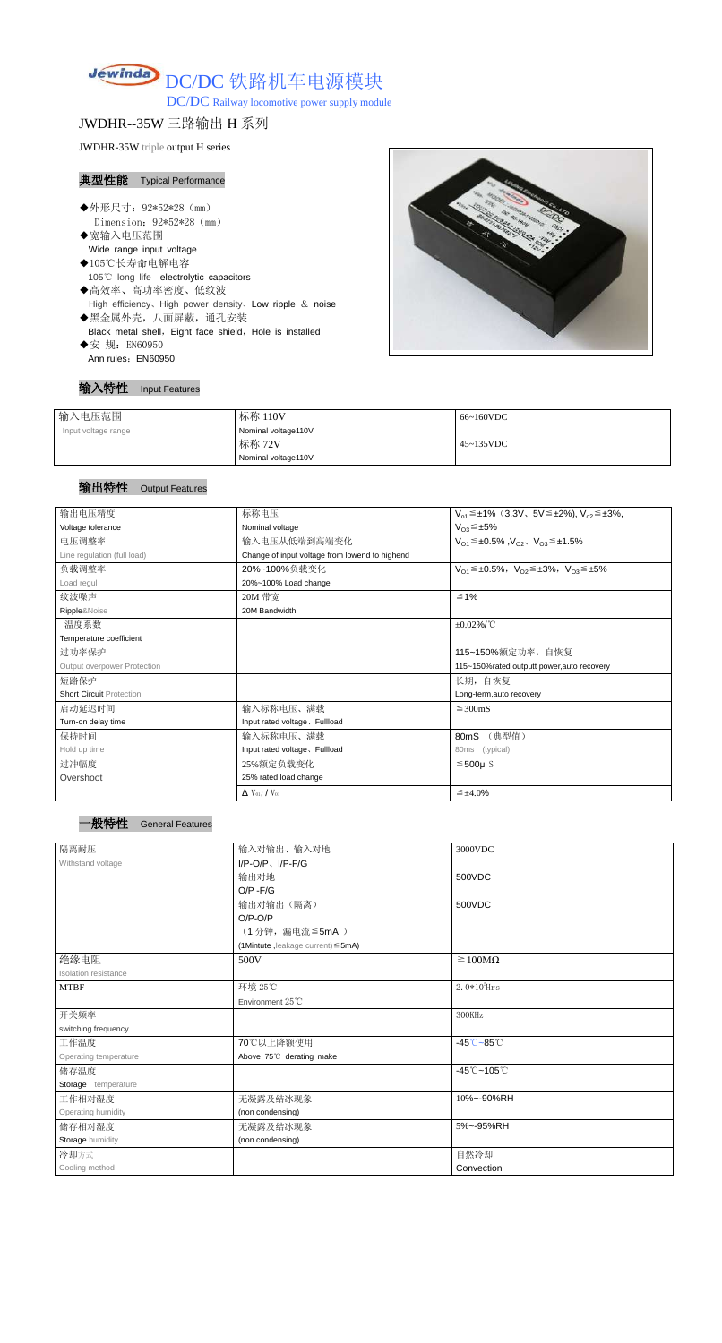# DC/DC 铁路机车电源模块

DC/DC Railway locomotive power supply module

## JWDHR--35W 三路输出 H 系列

JWDHR-35W triple output H series

### 典型性能 Typical Performance

- ◆外形尺寸：92*52*28（mm）
  Dimension：92*52*28（mm）
- ◆宽输入电压范围
  Wide range input voltage
- ◆105℃长寿命电解电容
  105℃ long life electrolytic capacitors
- ◆高效率、高功率密度、低纹波
  High efficiency、High power density、Low ripple & noise
- ◆黑金属外壳，八面屏蔽，通孔安装
  Black metal shell，Eight face shield，Hole is installed
- ◆安 规：EN60950
  Ann rules：EN60950

### 输入特性 Input Features

| 输入电压范围 Input voltage range | 标称 110V Nominal voltage110V | 66~160VDC |
|---|---|---|
| | 标称 72V Nominal voltage110V | 45~135VDC |

### 输出特性 Output Features

| | | |
|---|---|---|
| 输出电压精度 Voltage tolerance | 标称电压 Nominal voltage | $V_{o1}$≦±1%（3.3V、5V≦±2%), $V_{o2}$≦±3%, $V_{O3}$≦±5% |
| 电压调整率 Line regulation (full load) | 输入电压从低端到高端变化 Change of input voltage from lowend to highend | $V_{O1}$≦±0.5% ,$V_{O2}$、$V_{O3}$≦±1.5% |
| 负载调整率 Load regul | 20%~100%负载变化 20%~100% Load change | $V_{O1}$≦±0.5%，$V_{O2}$≦±3%，$V_{O3}$≦±5% |
| 纹波噪声 Ripple&Noise | 20M 带宽 20M Bandwidth | ≦1% |
| 温度系数 Temperature coefficient | | ±0.02%/℃ |
| 过功率保护 Output overpower Protection | | 115~150%额定功率，自恢复 115~150%rated outputt power,auto recovery |
| 短路保护 Short Circuit Protection | | 长期，自恢复 Long-term,auto recovery |
| 启动延迟时间 Turn-on delay time | 输入标称电压、满载 Input rated voltage、Fullload | ≦300mS |
| 保持时间 Hold up time | 输入标称电压、满载 Input rated voltage、Fullload | 80mS （典型值） 80ms (typical) |
| 过冲幅度 Overshoot | 25%额定负载变化 25% rated load change | ≦500μS |
| | Δ $V_{01}$ / $V_{01}$ | ≦±4.0% |

### 一般特性 General Features

| | | |
|---|---|---|
| 隔离耐压 Withstand voltage | 输入对输出、输入对地 I/P-O/P、I/P-F/G | 3000VDC |
| | 输出对地 O/P -F/G | 500VDC |
| | 输出对输出（隔离） O/P-O/P （1 分钟，漏电流≦5mA ） (1Mintute ,leakage current)≦5mA) | 500VDC |
| 绝缘电阻 Isolation resistance | 500V | ≧100MΩ |
| MTBF | 环境 25℃ Environment 25℃ | $2.0*10^5$Hrs |
| 开关频率 switching frequency | | 300KHz |
| 工作温度 Operating temperature | 70℃以上降额使用 Above 75℃ derating make | -45℃~85℃ |
| 储存温度 Storage temperature | | -45℃~105℃ |
| 工作相对湿度 Operating humidity | 无凝露及结冰现象 (non condensing) | 10%~-90%RH |
| 储存相对湿度 Storage humidity | 无凝露及结冰现象 (non condensing) | 5%~-95%RH |
| 冷却方式 Cooling method | | 自然冷却 Convection |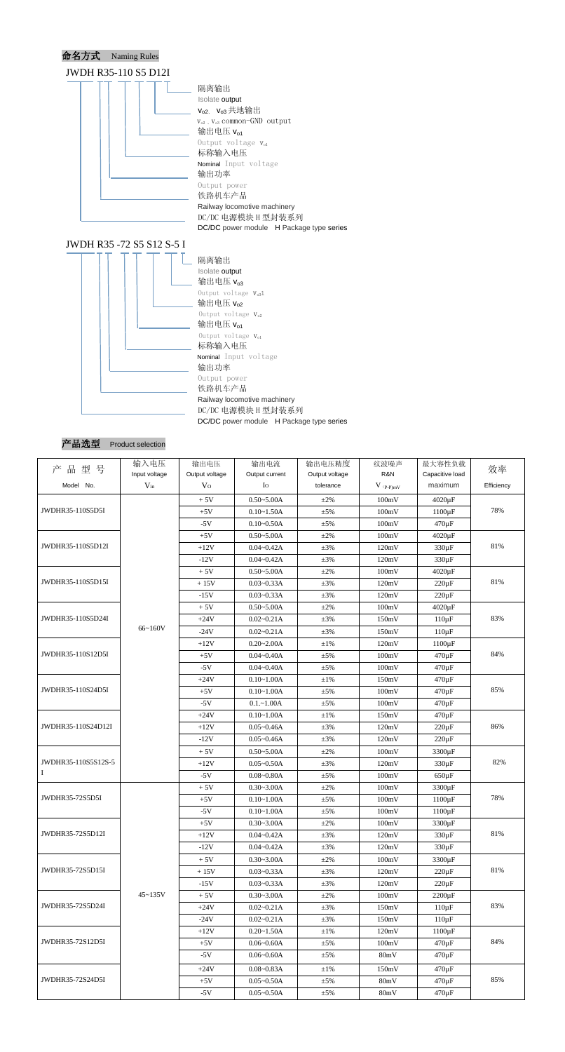## 命名方式 Naming Rules

JWDH R35-110 S5 D12I

- 隔离输出 Isolate output
- $V_{o2}$、$V_{o3}$ 共地输出 $V_{o2}$、$V_{o3}$ common-GND output
- 输出电压 $V_{o1}$ Output voltage $V_{o1}$
- 标称输入电压 Nominal Input voltage
- 输出功率 Output power
- 铁路机车产品 Railway locomotive machinery
- DC/DC 电源模块 H 型封装系列 DC/DC power module H Package type series

JWDH R35 -72 S5 S12 S-5 I

- 隔离输出 Isolate output
- 输出电压 $V_{o3}$ Output voltage $V_{o3}$1
- 输出电压 $V_{o2}$ Output voltage $V_{o2}$
- 输出电压 $V_{o1}$ Output voltage $V_{o1}$
- 标称输入电压 Nominal Input voltage
- 输出功率 Output power
- 铁路机车产品 Railway locomotive machinery
- DC/DC 电源模块 H 型封装系列 DC/DC power module H Package type series

## 产品选型 Product selection

| 产品型号 Model No. | 输入电压 Input voltage $V_{in}$ | 输出电压 Output voltage $V_O$ | 输出电流 Output current $I_O$ | 输出电压精度 Output voltage tolerance | 纹波噪声 R&N $V_{(P-P)mV}$ | 最大容性负载 Capacitive load maximum | 效率 Efficiency |
|---|---|---|---|---|---|---|---|
| JWDHR35-110S5D5I | 66~160V | + 5V | 0.50~5.00A | ±2% | 100mV | 4020μF | 78% |
| | | +5V | 0.10~1.50A | ±5% | 100mV | 1100μF | |
| | | -5V | 0.10~0.50A | ±5% | 100mV | 470μF | |
| JWDHR35-110S5D12I | | +5V | 0.50~5.00A | ±2% | 100mV | 4020μF | 81% |
| | | +12V | 0.04~0.42A | ±3% | 120mV | 330μF | |
| | | -12V | 0.04~0.42A | ±3% | 120mV | 330μF | |
| JWDHR35-110S5D15I | | + 5V | 0.50~5.00A | ±2% | 100mV | 4020μF | 81% |
| | | + 15V | 0.03~0.33A | ±3% | 120mV | 220μF | |
| | | -15V | 0.03~0.33A | ±3% | 120mV | 220μF | |
| JWDHR35-110S5D24I | | + 5V | 0.50~5.00A | ±2% | 100mV | 4020μF | 83% |
| | | +24V | 0.02~0.21A | ±3% | 150mV | 110μF | |
| | | -24V | 0.02~0.21A | ±3% | 150mV | 110μF | |
| JWDHR35-110S12D5I | | +12V | 0.20~2.00A | ±1% | 120mV | 1100μF | 84% |
| | | +5V | 0.04~0.40A | ±5% | 100mV | 470μF | |
| | | -5V | 0.04~0.40A | ±5% | 100mV | 470μF | |
| JWDHR35-110S24D5I | | +24V | 0.10~1.00A | ±1% | 150mV | 470μF | 85% |
| | | +5V | 0.10~1.00A | ±5% | 100mV | 470μF | |
| | | -5V | 0.1.~1.00A | ±5% | 100mV | 470μF | |
| JWDHR35-110S24D12I | | +24V | 0.10~1.00A | ±1% | 150mV | 470μF | 86% |
| | | +12V | 0.05~0.46A | ±3% | 120mV | 220μF | |
| | | -12V | 0.05~0.46A | ±3% | 120mV | 220μF | |
| JWDHR35-110S5S12S-5 I | | + 5V | 0.50~5.00A | ±2% | 100mV | 3300μF | 82% |
| | | +12V | 0.05~0.50A | ±3% | 120mV | 330μF | |
| | | -5V | 0.08~0.80A | ±5% | 100mV | 650μF | |
| JWDHR35-72S5D5I | 45~135V | + 5V | 0.30~3.00A | ±2% | 100mV | 3300μF | 78% |
| | | +5V | 0.10~1.00A | ±5% | 100mV | 1100μF | |
| | | -5V | 0.10~1.00A | ±5% | 100mV | 1100μF | |
| JWDHR35-72S5D12I | | +5V | 0.30~3.00A | ±2% | 100mV | 3300μF | 81% |
| | | +12V | 0.04~0.42A | ±3% | 120mV | 330μF | |
| | | -12V | 0.04~0.42A | ±3% | 120mV | 330μF | |
| JWDHR35-72S5D15I | | + 5V | 0.30~3.00A | ±2% | 100mV | 3300μF | 81% |
| | | + 15V | 0.03~0.33A | ±3% | 120mV | 220μF | |
| | | -15V | 0.03~0.33A | ±3% | 120mV | 220μF | |
| JWDHR35-72S5D24I | | + 5V | 0.30~3.00A | ±2% | 100mV | 2200μF | 83% |
| | | +24V | 0.02~0.21A | ±3% | 150mV | 110μF | |
| | | -24V | 0.02~0.21A | ±3% | 150mV | 110μF | |
| JWDHR35-72S12D5I | | +12V | 0.20~1.50A | ±1% | 120mV | 1100μF | 84% |
| | | +5V | 0.06~0.60A | ±5% | 100mV | 470μF | |
| | | -5V | 0.06~0.60A | ±5% | 80mV | 470μF | |
| JWDHR35-72S24D5I | | +24V | 0.08~0.83A | ±1% | 150mV | 470μF | 85% |
| | | +5V | 0.05~0.50A | ±5% | 80mV | 470μF | |
| | | -5V | 0.05~0.50A | ±5% | 80mV | 470μF | |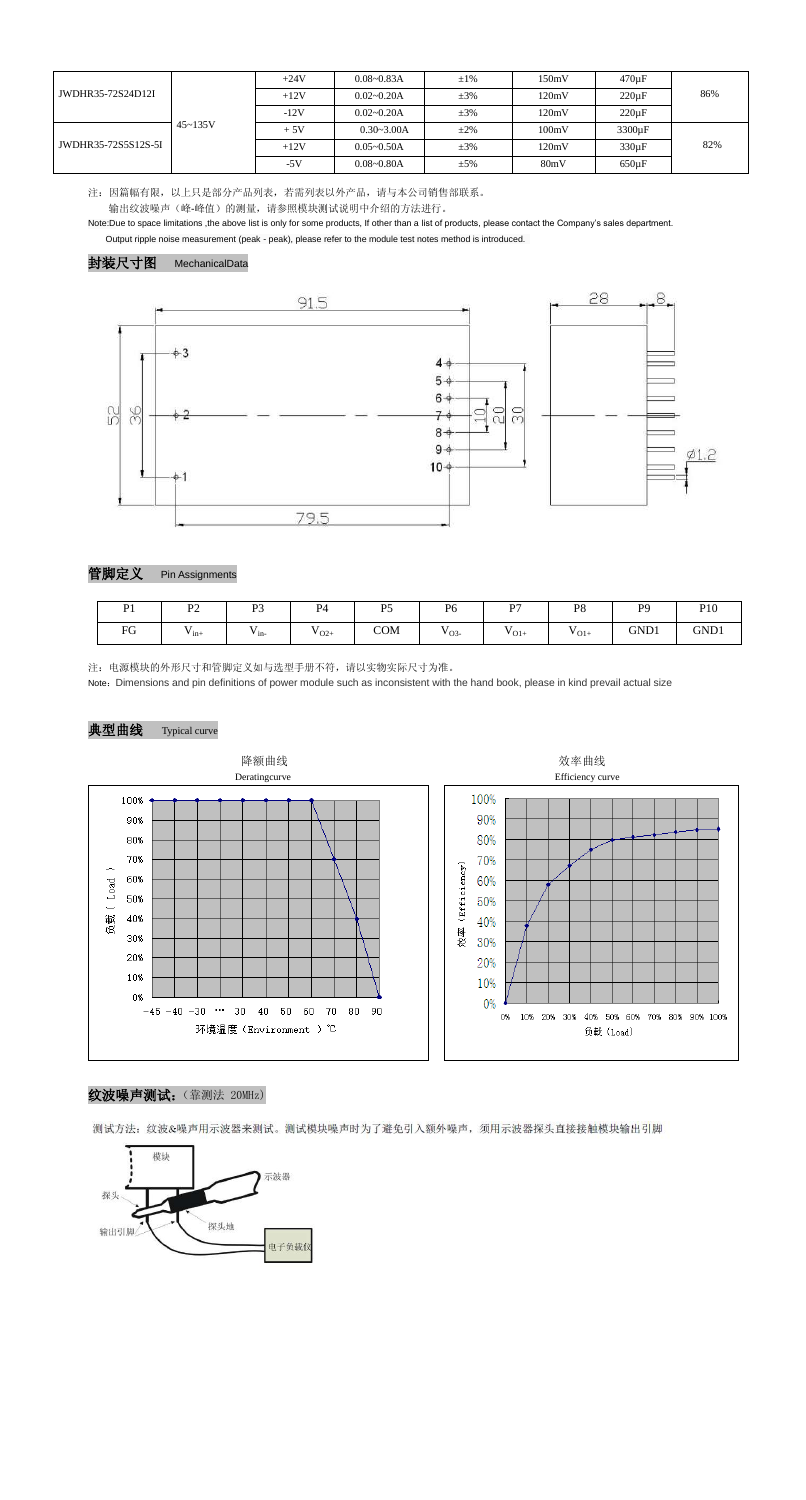| | | | | | | | |
|---|---|---|---|---|---|---|---|
| JWDHR35-72S24D12I | 45~135V | +24V | 0.08~0.83A | ±1% | 150mV | 470μF | 86% |
| | | +12V | 0.02~0.20A | ±3% | 120mV | 220μF | |
| | | -12V | 0.02~0.20A | ±3% | 120mV | 220μF | |
| JWDHR35-72S5S12S-5I | | + 5V | 0.30~3.00A | ±2% | 100mV | 3300μF | 82% |
| | | +12V | 0.05~0.50A | ±3% | 120mV | 330μF | |
| | | -5V | 0.08~0.80A | ±5% | 80mV | 650μF | |

注：因篇幅有限，以上只是部分产品列表，若需列表以外产品，请与本公司销售部联系。

输出纹波噪声（峰-峰值）的测量，请参照模块测试说明中介绍的方法进行。

Note:Due to space limitations ,the above list is only for some products, If other than a list of products, please contact the Company's sales department.

Output ripple noise measurement (peak - peak), please refer to the module test notes method is introduced.

## 封装尺寸图 MechanicalData

91.5

52

36

79.5

10

20

30

28

8

Ø1.2

## 管脚定义 Pin Assignments

| P1 | P2 | P3 | P4 | P5 | P6 | P7 | P8 | P9 | P10 |
|---|---|---|---|---|---|---|---|---|---|
| FG | $V_{in+}$ | $V_{in-}$ | $V_{O2+}$ | COM | $V_{O3-}$ | $V_{O1+}$ | $V_{O1+}$ | GND1 | GND1 |

注：电源模块的外形尺寸和管脚定义如与选型手册不符，请以实物实际尺寸为准。

Note：Dimensions and pin definitions of power module such as inconsistent with the hand book, please in kind prevail actual size

## 典型曲线 Typical curve

降额曲线

Deratingcurve

负载（Load）

环境温度（Environment）℃

效率曲线

Efficiency curve

效率（Efficiency）

负载（Load）

## 纹波噪声测试：（靠测法 20MHz）

测试方法：纹波&噪声用示波器来测试。测试模块噪声时为了避免引入额外噪声，须用示波器探头直接接触模块输出引脚

模块

示波器

探头

探头地

输出引脚

电子负载仪